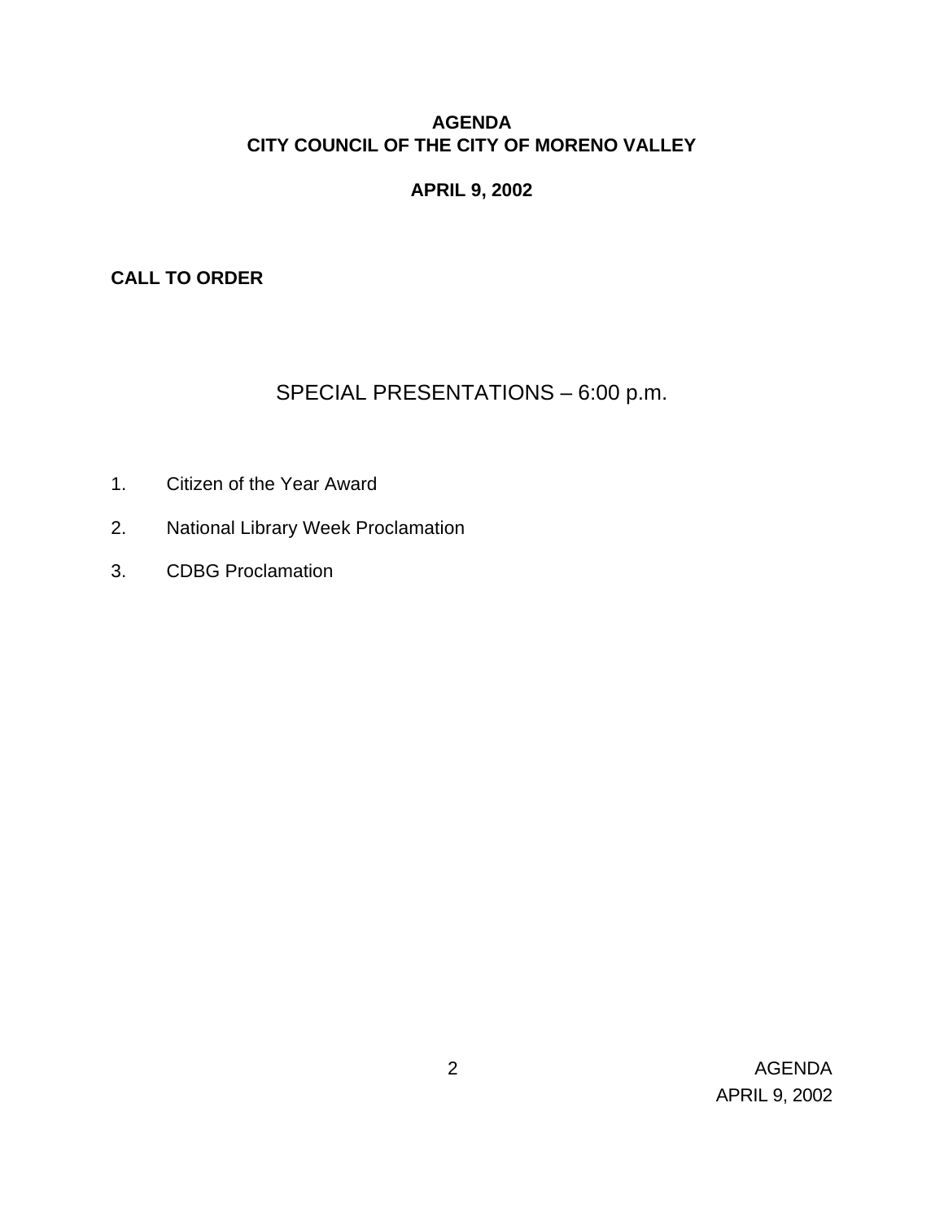# AGENDA
# CITY COUNCIL OF THE CITY OF MORENO VALLEY

**APRIL 9, 2002**

**CALL TO ORDER**

## SPECIAL PRESENTATIONS – 6:00 p.m.

1. Citizen of the Year Award
2. National Library Week Proclamation
3. CDBG Proclamation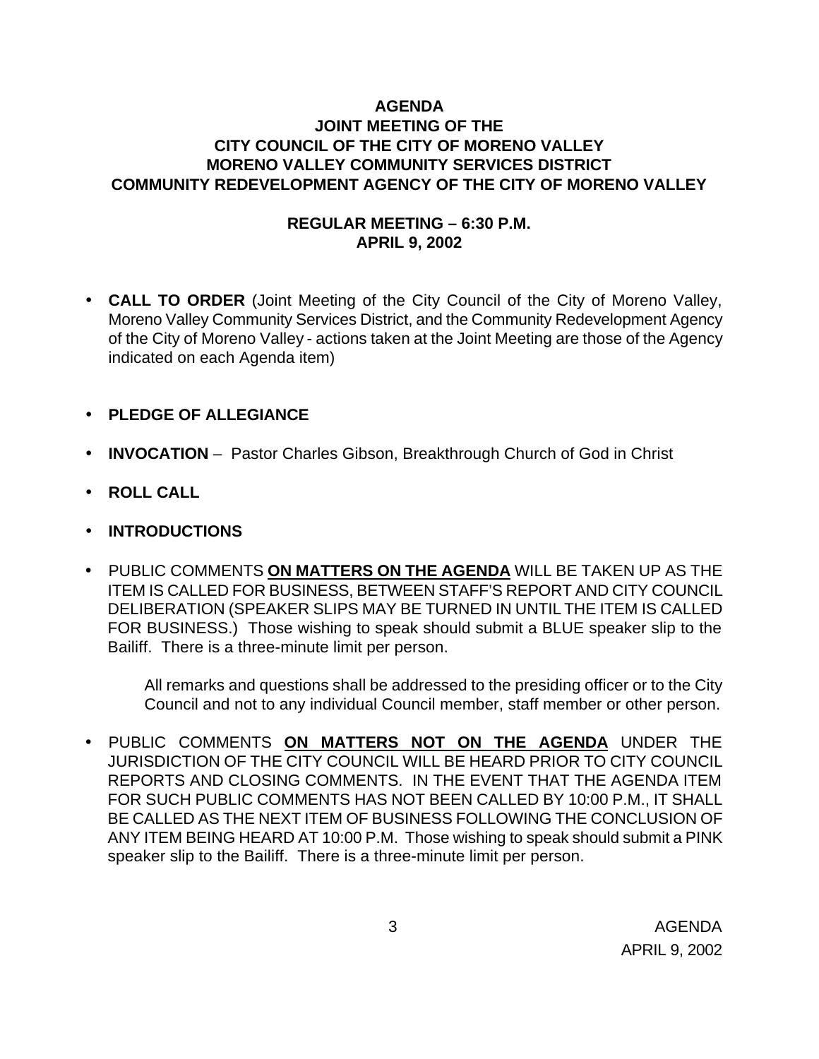# AGENDA
## JOINT MEETING OF THE
## CITY COUNCIL OF THE CITY OF MORENO VALLEY
## MORENO VALLEY COMMUNITY SERVICES DISTRICT
## COMMUNITY REDEVELOPMENT AGENCY OF THE CITY OF MORENO VALLEY

### REGULAR MEETING – 6:30 P.M.
### APRIL 9, 2002

- **CALL TO ORDER** (Joint Meeting of the City Council of the City of Moreno Valley, Moreno Valley Community Services District, and the Community Redevelopment Agency of the City of Moreno Valley - actions taken at the Joint Meeting are those of the Agency indicated on each Agenda item)

- **PLEDGE OF ALLEGIANCE**

- **INVOCATION** – Pastor Charles Gibson, Breakthrough Church of God in Christ

- **ROLL CALL**

- **INTRODUCTIONS**

- PUBLIC COMMENTS **ON MATTERS ON THE AGENDA** WILL BE TAKEN UP AS THE ITEM IS CALLED FOR BUSINESS, BETWEEN STAFF'S REPORT AND CITY COUNCIL DELIBERATION (SPEAKER SLIPS MAY BE TURNED IN UNTIL THE ITEM IS CALLED FOR BUSINESS.) Those wishing to speak should submit a BLUE speaker slip to the Bailiff. There is a three-minute limit per person.

  All remarks and questions shall be addressed to the presiding officer or to the City Council and not to any individual Council member, staff member or other person.

- PUBLIC COMMENTS **ON MATTERS NOT ON THE AGENDA** UNDER THE JURISDICTION OF THE CITY COUNCIL WILL BE HEARD PRIOR TO CITY COUNCIL REPORTS AND CLOSING COMMENTS. IN THE EVENT THAT THE AGENDA ITEM FOR SUCH PUBLIC COMMENTS HAS NOT BEEN CALLED BY 10:00 P.M., IT SHALL BE CALLED AS THE NEXT ITEM OF BUSINESS FOLLOWING THE CONCLUSION OF ANY ITEM BEING HEARD AT 10:00 P.M. Those wishing to speak should submit a PINK speaker slip to the Bailiff. There is a three-minute limit per person.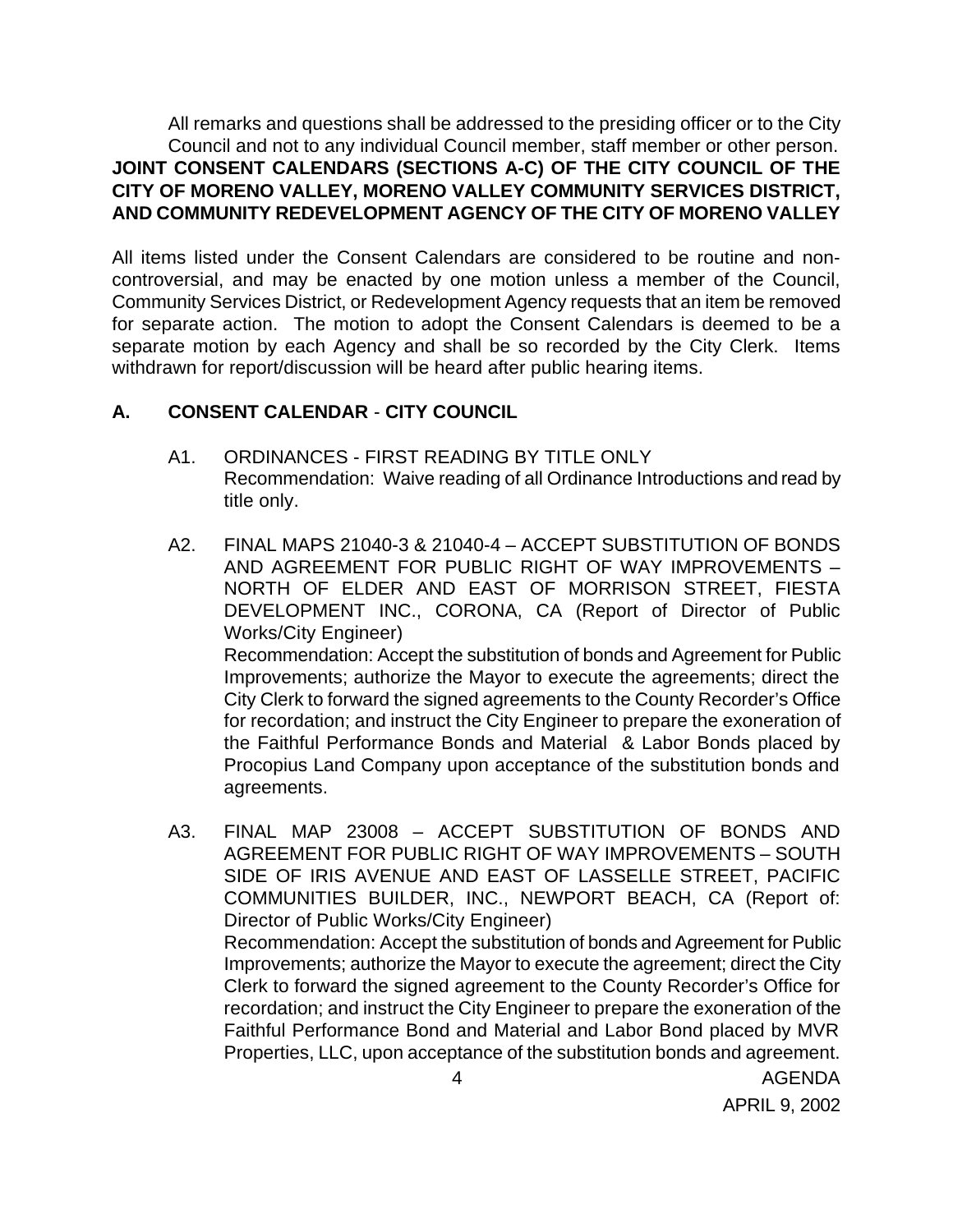All remarks and questions shall be addressed to the presiding officer or to the City Council and not to any individual Council member, staff member or other person.

**JOINT CONSENT CALENDARS (SECTIONS A-C) OF THE CITY COUNCIL OF THE CITY OF MORENO VALLEY, MORENO VALLEY COMMUNITY SERVICES DISTRICT, AND COMMUNITY REDEVELOPMENT AGENCY OF THE CITY OF MORENO VALLEY**

All items listed under the Consent Calendars are considered to be routine and non-controversial, and may be enacted by one motion unless a member of the Council, Community Services District, or Redevelopment Agency requests that an item be removed for separate action. The motion to adopt the Consent Calendars is deemed to be a separate motion by each Agency and shall be so recorded by the City Clerk. Items withdrawn for report/discussion will be heard after public hearing items.

## A. CONSENT CALENDAR - CITY COUNCIL

A1. ORDINANCES - FIRST READING BY TITLE ONLY
Recommendation: Waive reading of all Ordinance Introductions and read by title only.

A2. FINAL MAPS 21040-3 & 21040-4 – ACCEPT SUBSTITUTION OF BONDS AND AGREEMENT FOR PUBLIC RIGHT OF WAY IMPROVEMENTS – NORTH OF ELDER AND EAST OF MORRISON STREET, FIESTA DEVELOPMENT INC., CORONA, CA (Report of Director of Public Works/City Engineer)
Recommendation: Accept the substitution of bonds and Agreement for Public Improvements; authorize the Mayor to execute the agreements; direct the City Clerk to forward the signed agreements to the County Recorder's Office for recordation; and instruct the City Engineer to prepare the exoneration of the Faithful Performance Bonds and Material & Labor Bonds placed by Procopius Land Company upon acceptance of the substitution bonds and agreements.

A3. FINAL MAP 23008 – ACCEPT SUBSTITUTION OF BONDS AND AGREEMENT FOR PUBLIC RIGHT OF WAY IMPROVEMENTS – SOUTH SIDE OF IRIS AVENUE AND EAST OF LASSELLE STREET, PACIFIC COMMUNITIES BUILDER, INC., NEWPORT BEACH, CA (Report of: Director of Public Works/City Engineer)
Recommendation: Accept the substitution of bonds and Agreement for Public Improvements; authorize the Mayor to execute the agreement; direct the City Clerk to forward the signed agreement to the County Recorder's Office for recordation; and instruct the City Engineer to prepare the exoneration of the Faithful Performance Bond and Material and Labor Bond placed by MVR Properties, LLC, upon acceptance of the substitution bonds and agreement.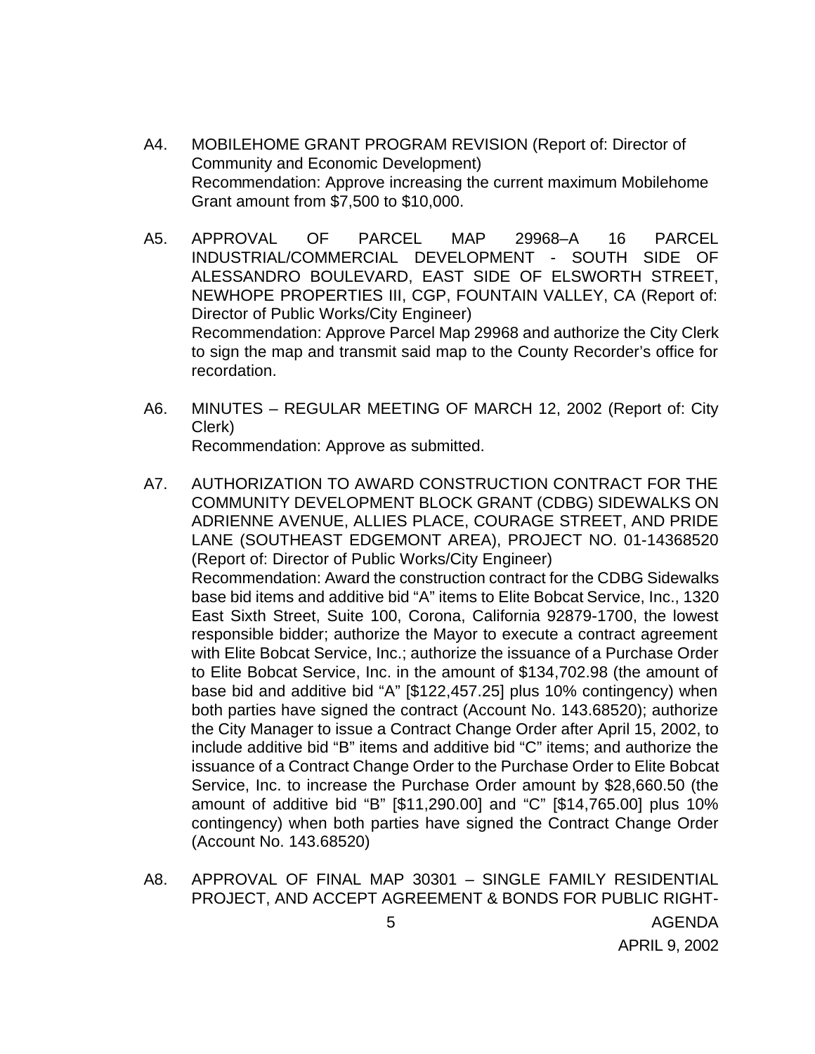A4. MOBILEHOME GRANT PROGRAM REVISION (Report of: Director of Community and Economic Development)
Recommendation: Approve increasing the current maximum Mobilehome Grant amount from $7,500 to $10,000.

A5. APPROVAL OF PARCEL MAP 29968–A 16 PARCEL INDUSTRIAL/COMMERCIAL DEVELOPMENT - SOUTH SIDE OF ALESSANDRO BOULEVARD, EAST SIDE OF ELSWORTH STREET, NEWHOPE PROPERTIES III, CGP, FOUNTAIN VALLEY, CA (Report of: Director of Public Works/City Engineer)
Recommendation: Approve Parcel Map 29968 and authorize the City Clerk to sign the map and transmit said map to the County Recorder's office for recordation.

A6. MINUTES – REGULAR MEETING OF MARCH 12, 2002 (Report of: City Clerk)
Recommendation: Approve as submitted.

A7. AUTHORIZATION TO AWARD CONSTRUCTION CONTRACT FOR THE COMMUNITY DEVELOPMENT BLOCK GRANT (CDBG) SIDEWALKS ON ADRIENNE AVENUE, ALLIES PLACE, COURAGE STREET, AND PRIDE LANE (SOUTHEAST EDGEMONT AREA), PROJECT NO. 01-14368520 (Report of: Director of Public Works/City Engineer)
Recommendation: Award the construction contract for the CDBG Sidewalks base bid items and additive bid "A" items to Elite Bobcat Service, Inc., 1320 East Sixth Street, Suite 100, Corona, California 92879-1700, the lowest responsible bidder; authorize the Mayor to execute a contract agreement with Elite Bobcat Service, Inc.; authorize the issuance of a Purchase Order to Elite Bobcat Service, Inc. in the amount of $134,702.98 (the amount of base bid and additive bid "A" [$122,457.25] plus 10% contingency) when both parties have signed the contract (Account No. 143.68520); authorize the City Manager to issue a Contract Change Order after April 15, 2002, to include additive bid "B" items and additive bid "C" items; and authorize the issuance of a Contract Change Order to the Purchase Order to Elite Bobcat Service, Inc. to increase the Purchase Order amount by $28,660.50 (the amount of additive bid "B" [$11,290.00] and "C" [$14,765.00] plus 10% contingency) when both parties have signed the Contract Change Order (Account No. 143.68520)

A8. APPROVAL OF FINAL MAP 30301 – SINGLE FAMILY RESIDENTIAL PROJECT, AND ACCEPT AGREEMENT & BONDS FOR PUBLIC RIGHT-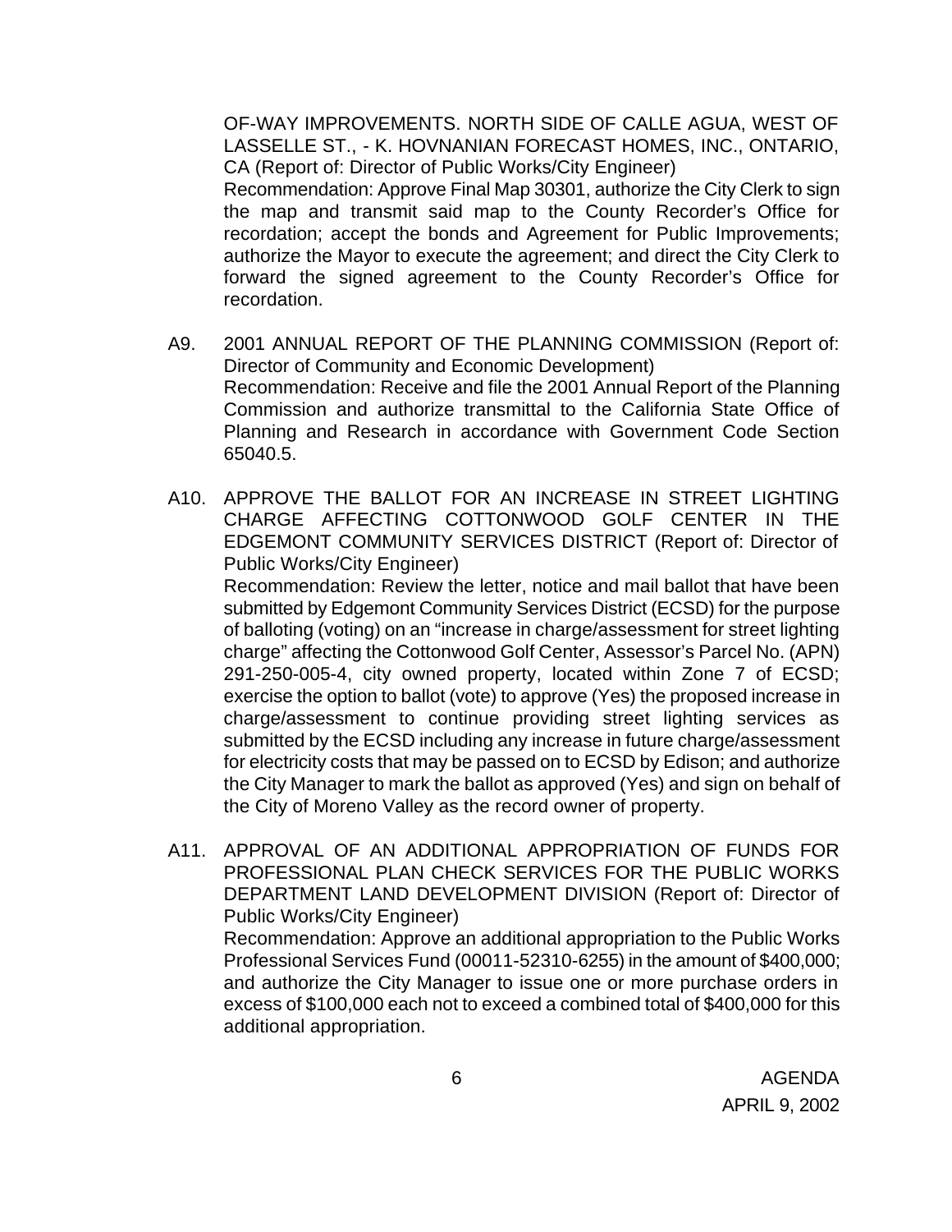OF-WAY IMPROVEMENTS. NORTH SIDE OF CALLE AGUA, WEST OF LASSELLE ST., - K. HOVNANIAN FORECAST HOMES, INC., ONTARIO, CA (Report of: Director of Public Works/City Engineer)

Recommendation: Approve Final Map 30301, authorize the City Clerk to sign the map and transmit said map to the County Recorder's Office for recordation; accept the bonds and Agreement for Public Improvements; authorize the Mayor to execute the agreement; and direct the City Clerk to forward the signed agreement to the County Recorder's Office for recordation.

A9. 2001 ANNUAL REPORT OF THE PLANNING COMMISSION (Report of: Director of Community and Economic Development)

Recommendation: Receive and file the 2001 Annual Report of the Planning Commission and authorize transmittal to the California State Office of Planning and Research in accordance with Government Code Section 65040.5.

A10. APPROVE THE BALLOT FOR AN INCREASE IN STREET LIGHTING CHARGE AFFECTING COTTONWOOD GOLF CENTER IN THE EDGEMONT COMMUNITY SERVICES DISTRICT (Report of: Director of Public Works/City Engineer)

Recommendation: Review the letter, notice and mail ballot that have been submitted by Edgemont Community Services District (ECSD) for the purpose of balloting (voting) on an "increase in charge/assessment for street lighting charge" affecting the Cottonwood Golf Center, Assessor's Parcel No. (APN) 291-250-005-4, city owned property, located within Zone 7 of ECSD; exercise the option to ballot (vote) to approve (Yes) the proposed increase in charge/assessment to continue providing street lighting services as submitted by the ECSD including any increase in future charge/assessment for electricity costs that may be passed on to ECSD by Edison; and authorize the City Manager to mark the ballot as approved (Yes) and sign on behalf of the City of Moreno Valley as the record owner of property.

A11. APPROVAL OF AN ADDITIONAL APPROPRIATION OF FUNDS FOR PROFESSIONAL PLAN CHECK SERVICES FOR THE PUBLIC WORKS DEPARTMENT LAND DEVELOPMENT DIVISION (Report of: Director of Public Works/City Engineer)

Recommendation: Approve an additional appropriation to the Public Works Professional Services Fund (00011-52310-6255) in the amount of $400,000; and authorize the City Manager to issue one or more purchase orders in excess of $100,000 each not to exceed a combined total of $400,000 for this additional appropriation.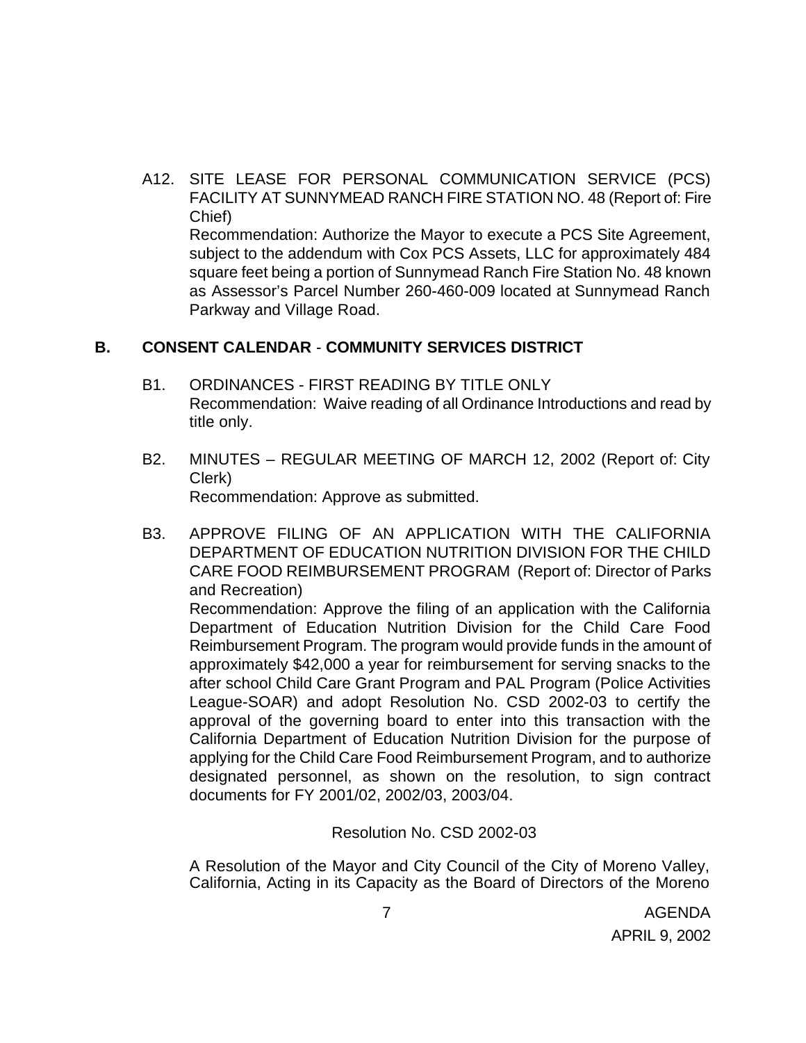A12. SITE LEASE FOR PERSONAL COMMUNICATION SERVICE (PCS) FACILITY AT SUNNYMEAD RANCH FIRE STATION NO. 48 (Report of: Fire Chief)
Recommendation: Authorize the Mayor to execute a PCS Site Agreement, subject to the addendum with Cox PCS Assets, LLC for approximately 484 square feet being a portion of Sunnymead Ranch Fire Station No. 48 known as Assessor's Parcel Number 260-460-009 located at Sunnymead Ranch Parkway and Village Road.

## B. CONSENT CALENDAR - COMMUNITY SERVICES DISTRICT

B1. ORDINANCES - FIRST READING BY TITLE ONLY
Recommendation: Waive reading of all Ordinance Introductions and read by title only.

B2. MINUTES – REGULAR MEETING OF MARCH 12, 2002 (Report of: City Clerk)
Recommendation: Approve as submitted.

B3. APPROVE FILING OF AN APPLICATION WITH THE CALIFORNIA DEPARTMENT OF EDUCATION NUTRITION DIVISION FOR THE CHILD CARE FOOD REIMBURSEMENT PROGRAM (Report of: Director of Parks and Recreation)
Recommendation: Approve the filing of an application with the California Department of Education Nutrition Division for the Child Care Food Reimbursement Program. The program would provide funds in the amount of approximately $42,000 a year for reimbursement for serving snacks to the after school Child Care Grant Program and PAL Program (Police Activities League-SOAR) and adopt Resolution No. CSD 2002-03 to certify the approval of the governing board to enter into this transaction with the California Department of Education Nutrition Division for the purpose of applying for the Child Care Food Reimbursement Program, and to authorize designated personnel, as shown on the resolution, to sign contract documents for FY 2001/02, 2002/03, 2003/04.

Resolution No. CSD 2002-03

A Resolution of the Mayor and City Council of the City of Moreno Valley, California, Acting in its Capacity as the Board of Directors of the Moreno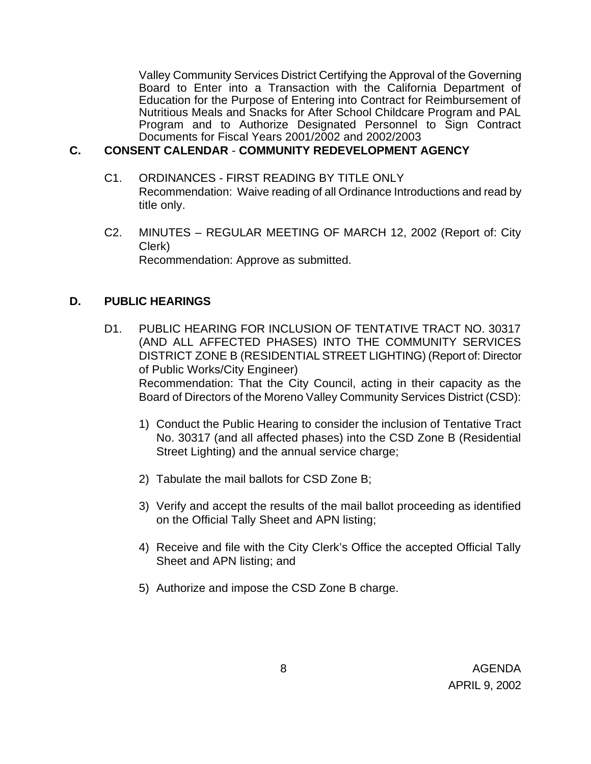Valley Community Services District Certifying the Approval of the Governing Board to Enter into a Transaction with the California Department of Education for the Purpose of Entering into Contract for Reimbursement of Nutritious Meals and Snacks for After School Childcare Program and PAL Program and to Authorize Designated Personnel to Sign Contract Documents for Fiscal Years 2001/2002 and 2002/2003

## C. CONSENT CALENDAR - COMMUNITY REDEVELOPMENT AGENCY

C1. ORDINANCES - FIRST READING BY TITLE ONLY
Recommendation: Waive reading of all Ordinance Introductions and read by title only.

C2. MINUTES – REGULAR MEETING OF MARCH 12, 2002 (Report of: City Clerk)
Recommendation: Approve as submitted.

## D. PUBLIC HEARINGS

D1. PUBLIC HEARING FOR INCLUSION OF TENTATIVE TRACT NO. 30317 (AND ALL AFFECTED PHASES) INTO THE COMMUNITY SERVICES DISTRICT ZONE B (RESIDENTIAL STREET LIGHTING) (Report of: Director of Public Works/City Engineer)
Recommendation: That the City Council, acting in their capacity as the Board of Directors of the Moreno Valley Community Services District (CSD):

1) Conduct the Public Hearing to consider the inclusion of Tentative Tract No. 30317 (and all affected phases) into the CSD Zone B (Residential Street Lighting) and the annual service charge;

2) Tabulate the mail ballots for CSD Zone B;

3) Verify and accept the results of the mail ballot proceeding as identified on the Official Tally Sheet and APN listing;

4) Receive and file with the City Clerk's Office the accepted Official Tally Sheet and APN listing; and

5) Authorize and impose the CSD Zone B charge.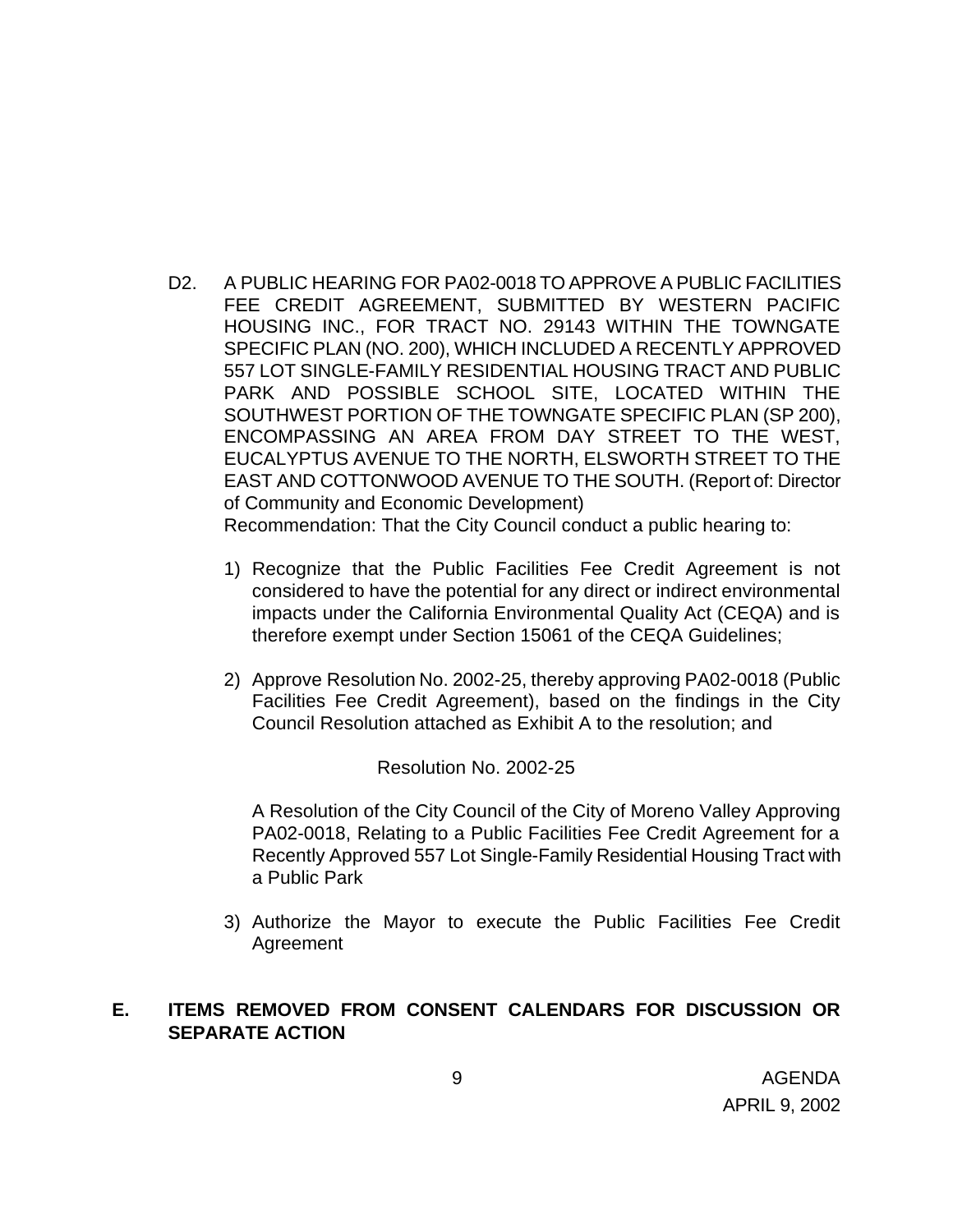D2. A PUBLIC HEARING FOR PA02-0018 TO APPROVE A PUBLIC FACILITIES FEE CREDIT AGREEMENT, SUBMITTED BY WESTERN PACIFIC HOUSING INC., FOR TRACT NO. 29143 WITHIN THE TOWNGATE SPECIFIC PLAN (NO. 200), WHICH INCLUDED A RECENTLY APPROVED 557 LOT SINGLE-FAMILY RESIDENTIAL HOUSING TRACT AND PUBLIC PARK AND POSSIBLE SCHOOL SITE, LOCATED WITHIN THE SOUTHWEST PORTION OF THE TOWNGATE SPECIFIC PLAN (SP 200), ENCOMPASSING AN AREA FROM DAY STREET TO THE WEST, EUCALYPTUS AVENUE TO THE NORTH, ELSWORTH STREET TO THE EAST AND COTTONWOOD AVENUE TO THE SOUTH. (Report of: Director of Community and Economic Development)

Recommendation: That the City Council conduct a public hearing to:

1) Recognize that the Public Facilities Fee Credit Agreement is not considered to have the potential for any direct or indirect environmental impacts under the California Environmental Quality Act (CEQA) and is therefore exempt under Section 15061 of the CEQA Guidelines;

2) Approve Resolution No. 2002-25, thereby approving PA02-0018 (Public Facilities Fee Credit Agreement), based on the findings in the City Council Resolution attached as Exhibit A to the resolution; and

Resolution No. 2002-25

A Resolution of the City Council of the City of Moreno Valley Approving PA02-0018, Relating to a Public Facilities Fee Credit Agreement for a Recently Approved 557 Lot Single-Family Residential Housing Tract with a Public Park

3) Authorize the Mayor to execute the Public Facilities Fee Credit Agreement

## E. ITEMS REMOVED FROM CONSENT CALENDARS FOR DISCUSSION OR SEPARATE ACTION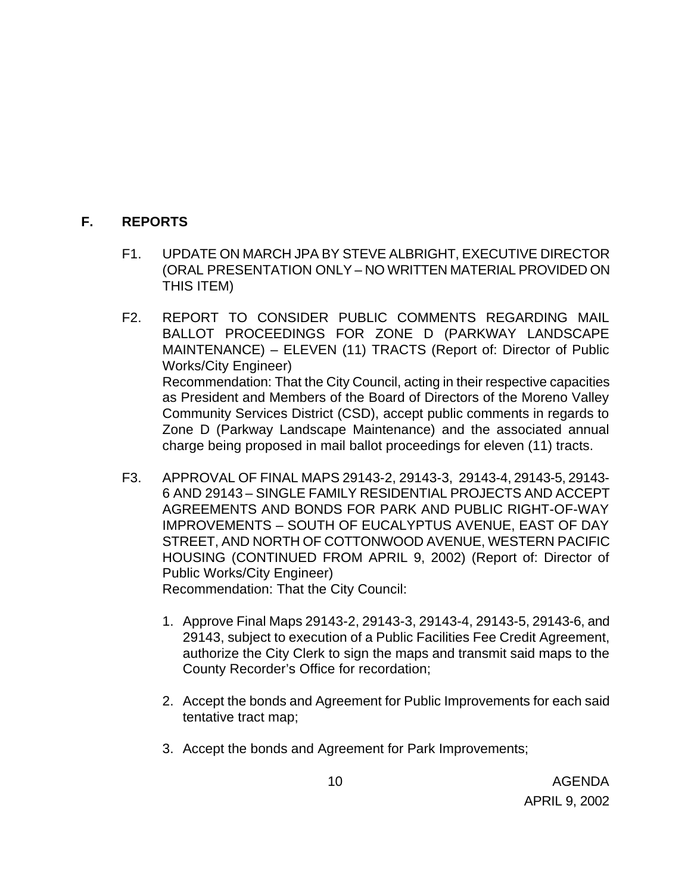## F. REPORTS

F1. UPDATE ON MARCH JPA BY STEVE ALBRIGHT, EXECUTIVE DIRECTOR (ORAL PRESENTATION ONLY – NO WRITTEN MATERIAL PROVIDED ON THIS ITEM)

F2. REPORT TO CONSIDER PUBLIC COMMENTS REGARDING MAIL BALLOT PROCEEDINGS FOR ZONE D (PARKWAY LANDSCAPE MAINTENANCE) – ELEVEN (11) TRACTS (Report of: Director of Public Works/City Engineer)
Recommendation: That the City Council, acting in their respective capacities as President and Members of the Board of Directors of the Moreno Valley Community Services District (CSD), accept public comments in regards to Zone D (Parkway Landscape Maintenance) and the associated annual charge being proposed in mail ballot proceedings for eleven (11) tracts.

F3. APPROVAL OF FINAL MAPS 29143-2, 29143-3, 29143-4, 29143-5, 29143-6 AND 29143 – SINGLE FAMILY RESIDENTIAL PROJECTS AND ACCEPT AGREEMENTS AND BONDS FOR PARK AND PUBLIC RIGHT-OF-WAY IMPROVEMENTS – SOUTH OF EUCALYPTUS AVENUE, EAST OF DAY STREET, AND NORTH OF COTTONWOOD AVENUE, WESTERN PACIFIC HOUSING (CONTINUED FROM APRIL 9, 2002) (Report of: Director of Public Works/City Engineer)
Recommendation: That the City Council:

1. Approve Final Maps 29143-2, 29143-3, 29143-4, 29143-5, 29143-6, and 29143, subject to execution of a Public Facilities Fee Credit Agreement, authorize the City Clerk to sign the maps and transmit said maps to the County Recorder's Office for recordation;

2. Accept the bonds and Agreement for Public Improvements for each said tentative tract map;

3. Accept the bonds and Agreement for Park Improvements;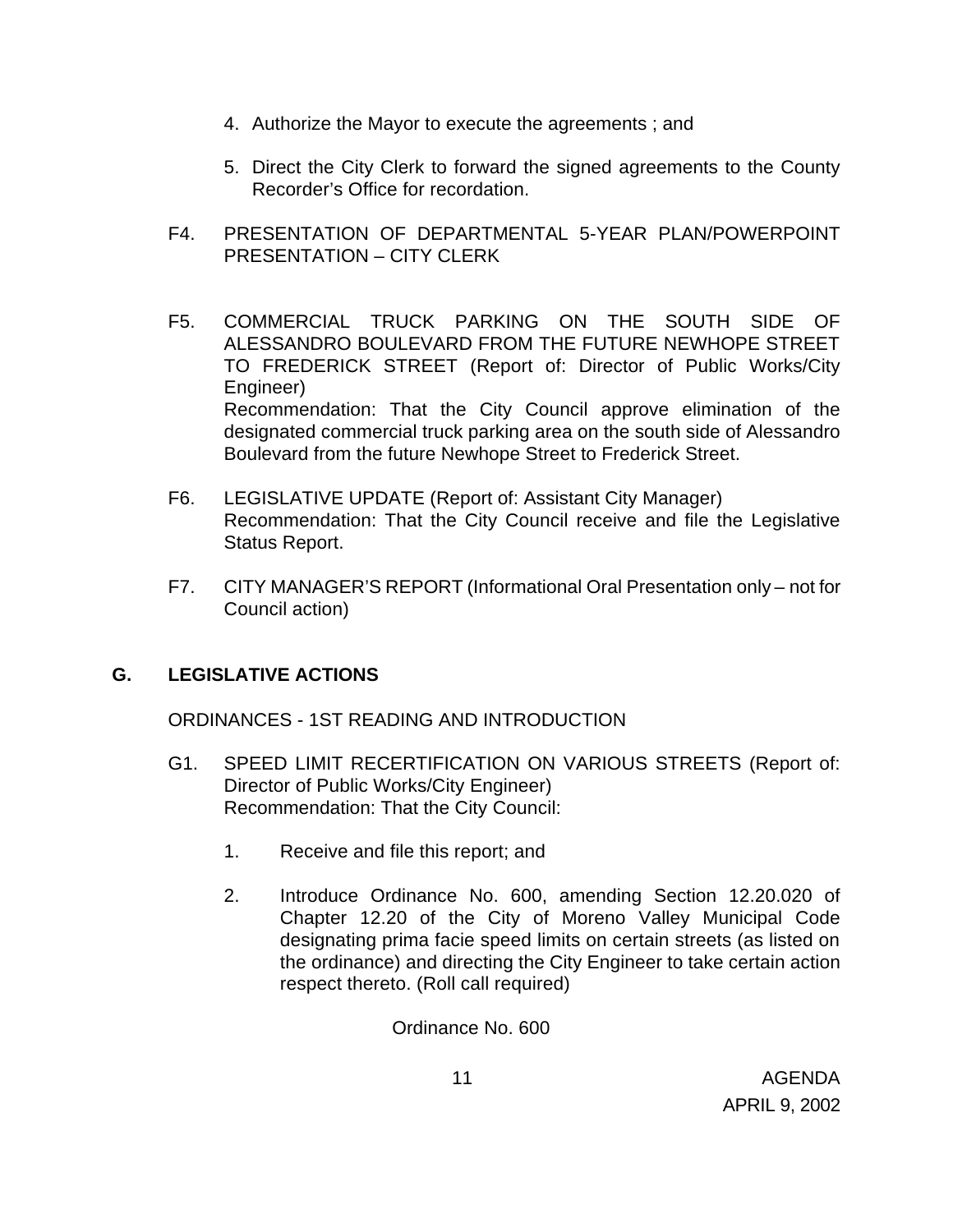4. Authorize the Mayor to execute the agreements ; and

5. Direct the City Clerk to forward the signed agreements to the County Recorder's Office for recordation.

F4. PRESENTATION OF DEPARTMENTAL 5-YEAR PLAN/POWERPOINT PRESENTATION – CITY CLERK

F5. COMMERCIAL TRUCK PARKING ON THE SOUTH SIDE OF ALESSANDRO BOULEVARD FROM THE FUTURE NEWHOPE STREET TO FREDERICK STREET (Report of: Director of Public Works/City Engineer)
Recommendation: That the City Council approve elimination of the designated commercial truck parking area on the south side of Alessandro Boulevard from the future Newhope Street to Frederick Street.

F6. LEGISLATIVE UPDATE (Report of: Assistant City Manager)
Recommendation: That the City Council receive and file the Legislative Status Report.

F7. CITY MANAGER'S REPORT (Informational Oral Presentation only – not for Council action)

## G. LEGISLATIVE ACTIONS

ORDINANCES - 1ST READING AND INTRODUCTION

G1. SPEED LIMIT RECERTIFICATION ON VARIOUS STREETS (Report of: Director of Public Works/City Engineer)
Recommendation: That the City Council:

1. Receive and file this report; and

2. Introduce Ordinance No. 600, amending Section 12.20.020 of Chapter 12.20 of the City of Moreno Valley Municipal Code designating prima facie speed limits on certain streets (as listed on the ordinance) and directing the City Engineer to take certain action respect thereto. (Roll call required)

Ordinance No. 600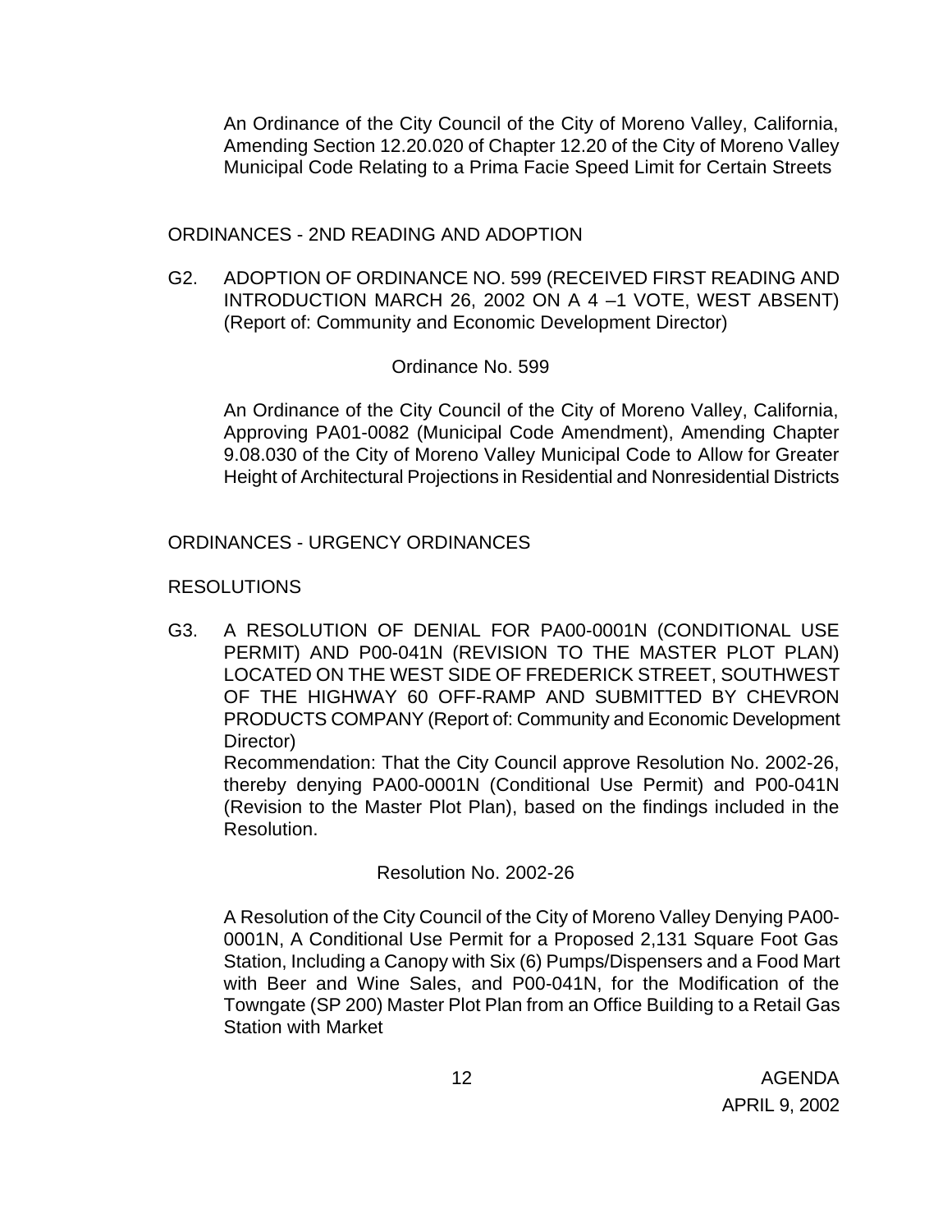An Ordinance of the City Council of the City of Moreno Valley, California, Amending Section 12.20.020 of Chapter 12.20 of the City of Moreno Valley Municipal Code Relating to a Prima Facie Speed Limit for Certain Streets

ORDINANCES - 2ND READING AND ADOPTION

G2. ADOPTION OF ORDINANCE NO. 599 (RECEIVED FIRST READING AND INTRODUCTION MARCH 26, 2002 ON A 4 –1 VOTE, WEST ABSENT) (Report of: Community and Economic Development Director)

Ordinance No. 599

An Ordinance of the City Council of the City of Moreno Valley, California, Approving PA01-0082 (Municipal Code Amendment), Amending Chapter 9.08.030 of the City of Moreno Valley Municipal Code to Allow for Greater Height of Architectural Projections in Residential and Nonresidential Districts

ORDINANCES - URGENCY ORDINANCES

RESOLUTIONS

G3. A RESOLUTION OF DENIAL FOR PA00-0001N (CONDITIONAL USE PERMIT) AND P00-041N (REVISION TO THE MASTER PLOT PLAN) LOCATED ON THE WEST SIDE OF FREDERICK STREET, SOUTHWEST OF THE HIGHWAY 60 OFF-RAMP AND SUBMITTED BY CHEVRON PRODUCTS COMPANY (Report of: Community and Economic Development Director)
Recommendation: That the City Council approve Resolution No. 2002-26, thereby denying PA00-0001N (Conditional Use Permit) and P00-041N (Revision to the Master Plot Plan), based on the findings included in the Resolution.

Resolution No. 2002-26

A Resolution of the City Council of the City of Moreno Valley Denying PA00-0001N, A Conditional Use Permit for a Proposed 2,131 Square Foot Gas Station, Including a Canopy with Six (6) Pumps/Dispensers and a Food Mart with Beer and Wine Sales, and P00-041N, for the Modification of the Towngate (SP 200) Master Plot Plan from an Office Building to a Retail Gas Station with Market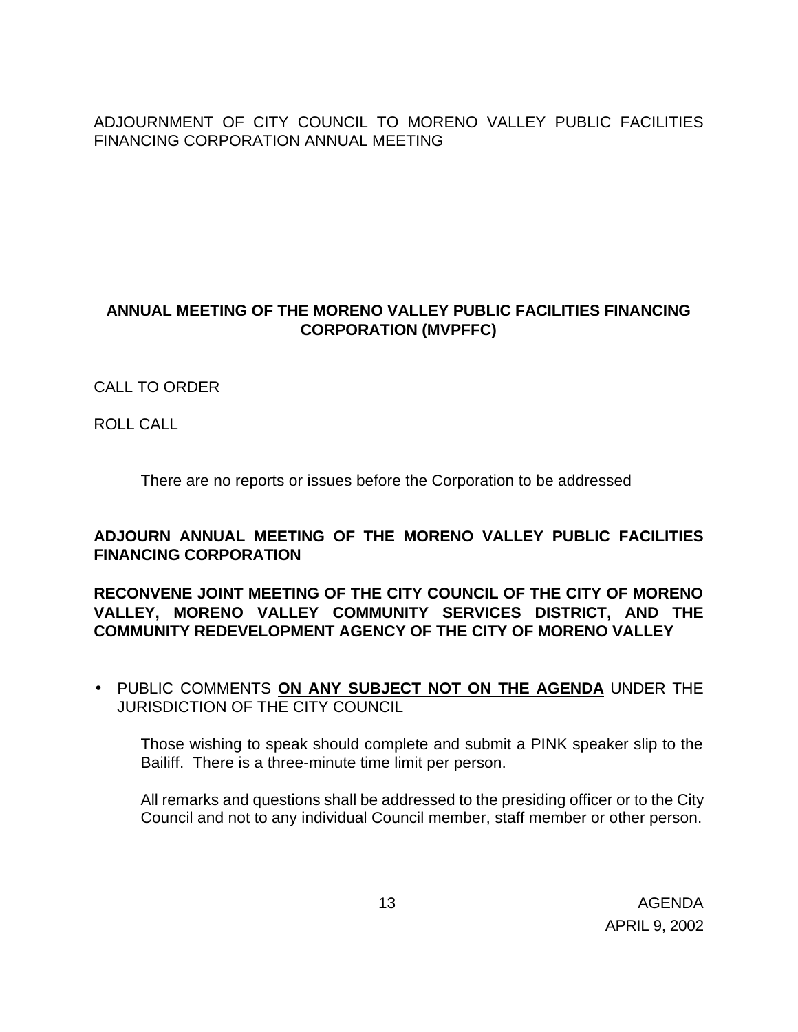ADJOURNMENT OF CITY COUNCIL TO MORENO VALLEY PUBLIC FACILITIES FINANCING CORPORATION ANNUAL MEETING

## ANNUAL MEETING OF THE MORENO VALLEY PUBLIC FACILITIES FINANCING CORPORATION (MVPFFC)

CALL TO ORDER

ROLL CALL

There are no reports or issues before the Corporation to be addressed

**ADJOURN ANNUAL MEETING OF THE MORENO VALLEY PUBLIC FACILITIES FINANCING CORPORATION**

**RECONVENE JOINT MEETING OF THE CITY COUNCIL OF THE CITY OF MORENO VALLEY, MORENO VALLEY COMMUNITY SERVICES DISTRICT, AND THE COMMUNITY REDEVELOPMENT AGENCY OF THE CITY OF MORENO VALLEY**

- PUBLIC COMMENTS **ON ANY SUBJECT NOT ON THE AGENDA** UNDER THE JURISDICTION OF THE CITY COUNCIL

  Those wishing to speak should complete and submit a PINK speaker slip to the Bailiff. There is a three-minute time limit per person.

  All remarks and questions shall be addressed to the presiding officer or to the City Council and not to any individual Council member, staff member or other person.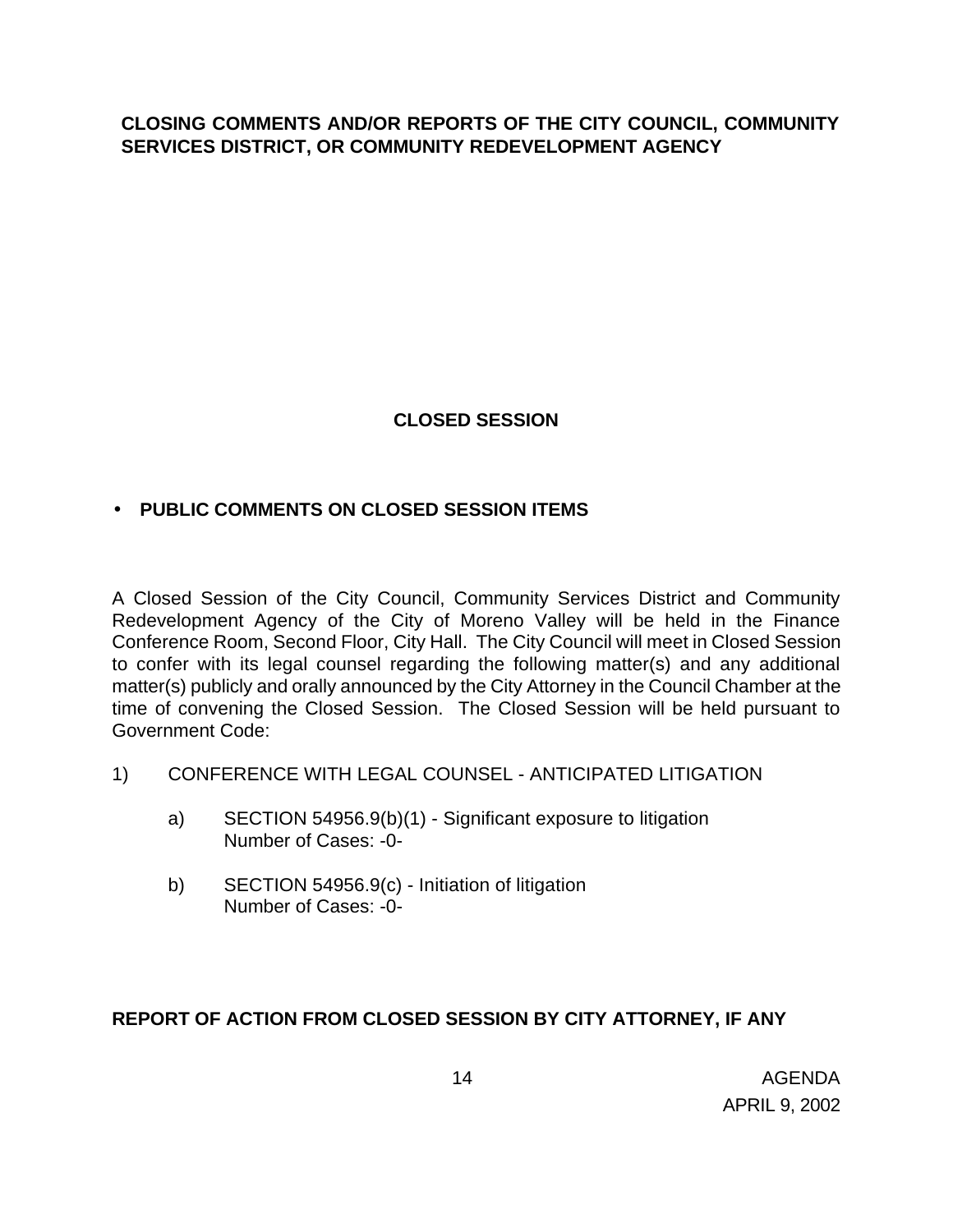**CLOSING COMMENTS AND/OR REPORTS OF THE CITY COUNCIL, COMMUNITY SERVICES DISTRICT, OR COMMUNITY REDEVELOPMENT AGENCY**

## CLOSED SESSION

- **PUBLIC COMMENTS ON CLOSED SESSION ITEMS**

A Closed Session of the City Council, Community Services District and Community Redevelopment Agency of the City of Moreno Valley will be held in the Finance Conference Room, Second Floor, City Hall. The City Council will meet in Closed Session to confer with its legal counsel regarding the following matter(s) and any additional matter(s) publicly and orally announced by the City Attorney in the Council Chamber at the time of convening the Closed Session. The Closed Session will be held pursuant to Government Code:

1) CONFERENCE WITH LEGAL COUNSEL - ANTICIPATED LITIGATION

   a) SECTION 54956.9(b)(1) - Significant exposure to litigation
      Number of Cases: -0-

   b) SECTION 54956.9(c) - Initiation of litigation
      Number of Cases: -0-

**REPORT OF ACTION FROM CLOSED SESSION BY CITY ATTORNEY, IF ANY**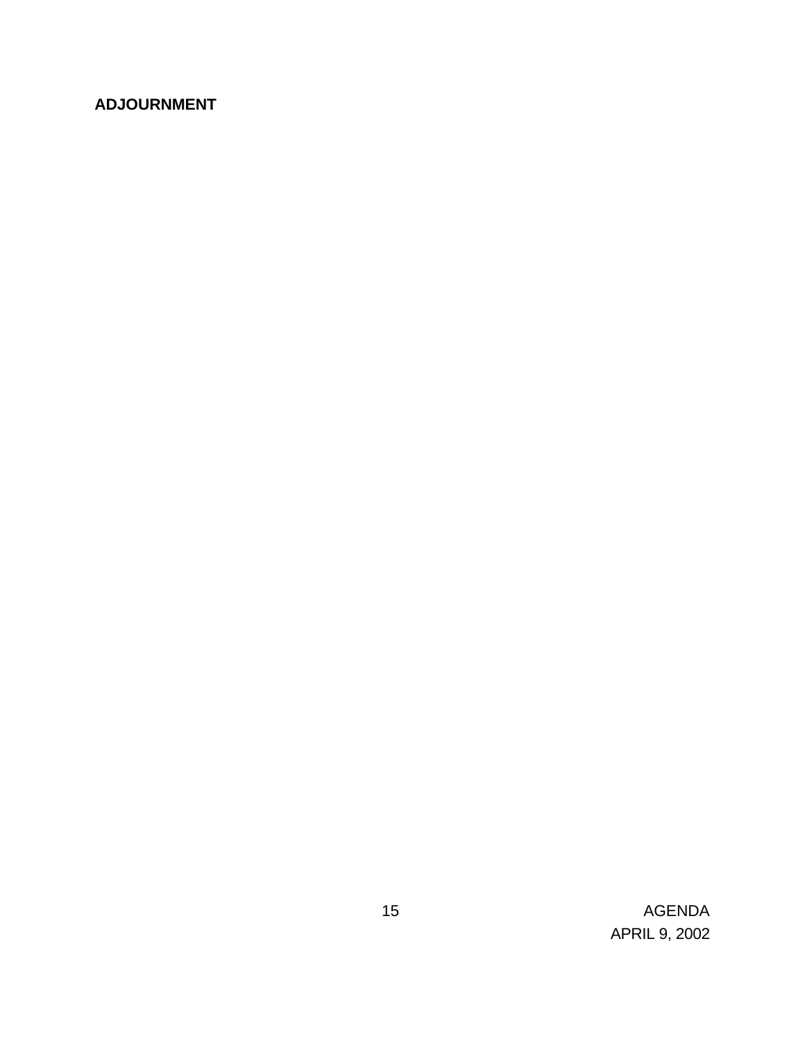**ADJOURNMENT**